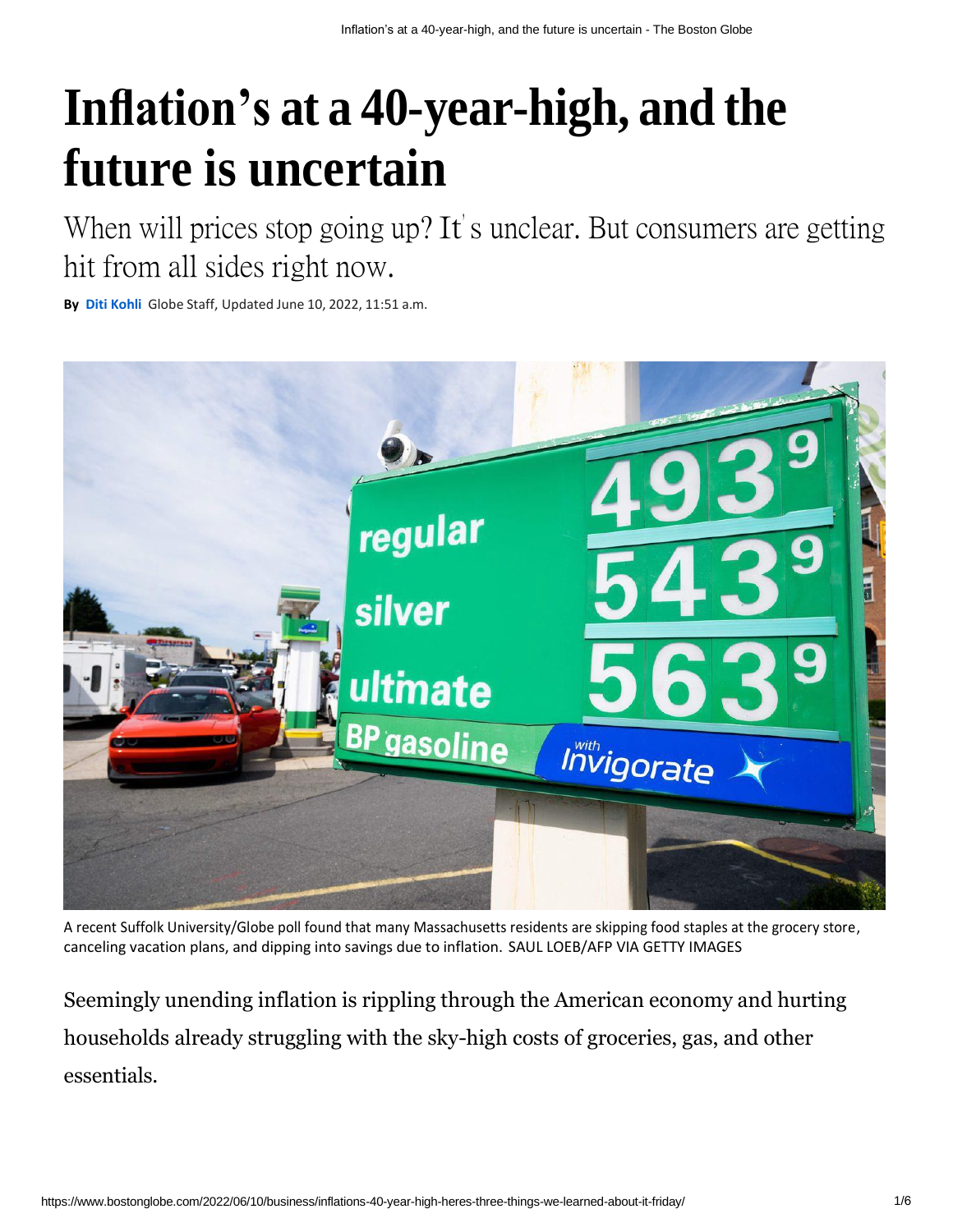# Inflation's at a 40-year-high, and the future is uncertain

When will prices stop going up? It's unclear. But consumers are getting hit from all sides right now.

**By** Diti Kohli Globe Staff, Updated June 10, 2022, 11:51 a.m.

A recent Suffolk University/Globe poll found that many Massachusetts residents are skipping food staples at the grocery store, canceling vacation plans, and dipping into savings due to inflation. SAUL LOEB/AFP VIA GETTY IMAGES

Seemingly unending inflation is rippling through the American economy and hurting households already struggling with the sky-high costs of groceries, gas, and other essentials.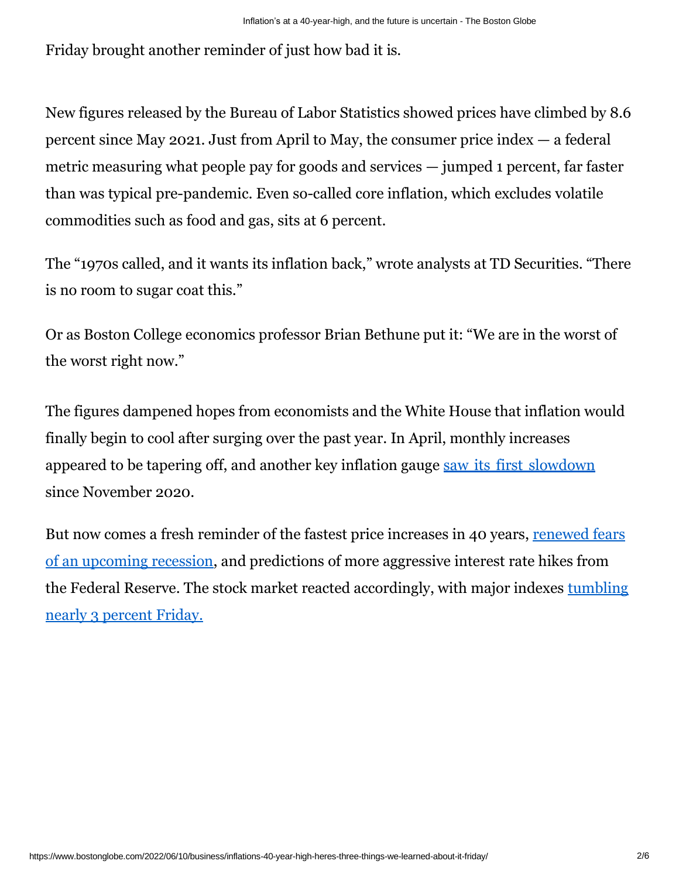Friday brought another reminder of just how bad it is.

New figures released by the Bureau of Labor Statistics showed prices have climbed by 8.6 percent since May 2021. Just from April to May, the consumer price index — a federal metric measuring what people pay for goods and services — jumped 1 percent, far faster than was typical pre-pandemic. Even so-called core inflation, which excludes volatile commodities such as food and gas, sits at 6 percent.

The "1970s called, and it wants its inflation back," wrote analysts at TD Securities. "There is no room to sugar coat this."

Or as Boston College economics professor Brian Bethune put it: "We are in the worst of the worst right now."

The figures dampened hopes from economists and the White House that inflation would finally begin to cool after surging over the past year. In April, monthly increases appeared to be tapering off, and another key inflation gauge saw its first slowdown since November 2020.

But now comes a fresh reminder of the fastest price increases in 40 years, renewed fears of an upcoming recession, and predictions of more aggressive interest rate hikes from the Federal Reserve. The stock market reacted accordingly, with major indexes tumbling nearly 3 percent Friday.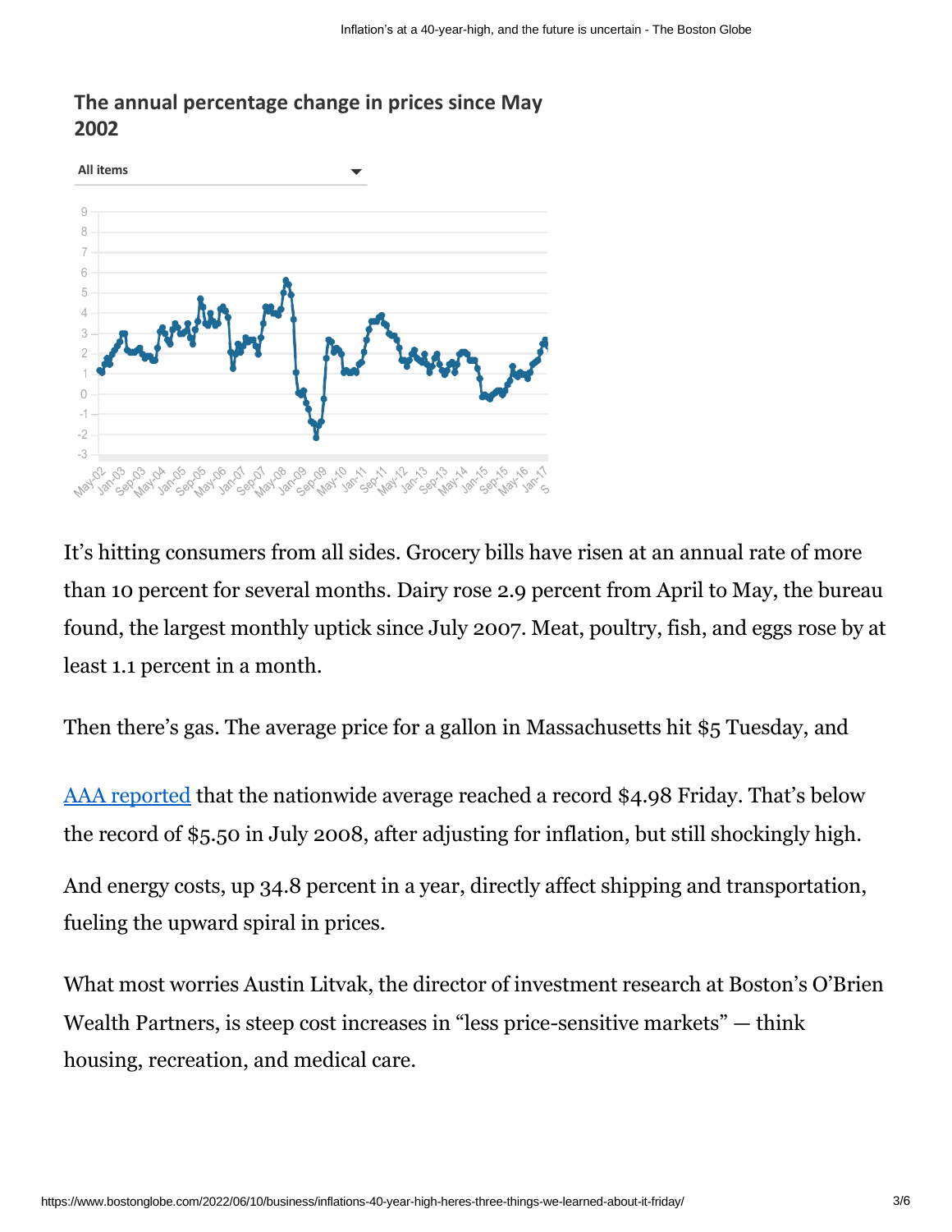**The annual percentage change in prices since May 2002**

All items

It's hitting consumers from all sides. Grocery bills have risen at an annual rate of more than 10 percent for several months. Dairy rose 2.9 percent from April to May, the bureau found, the largest monthly uptick since July 2007. Meat, poultry, fish, and eggs rose by at least 1.1 percent in a month.

Then there's gas. The average price for a gallon in Massachusetts hit $5 Tuesday, and [AAA reported](#) that the nationwide average reached a record $4.98 Friday. That's below the record of $5.50 in July 2008, after adjusting for inflation, but still shockingly high.

And energy costs, up 34.8 percent in a year, directly affect shipping and transportation, fueling the upward spiral in prices.

What most worries Austin Litvak, the director of investment research at Boston's O'Brien Wealth Partners, is steep cost increases in "less price-sensitive markets" — think housing, recreation, and medical care.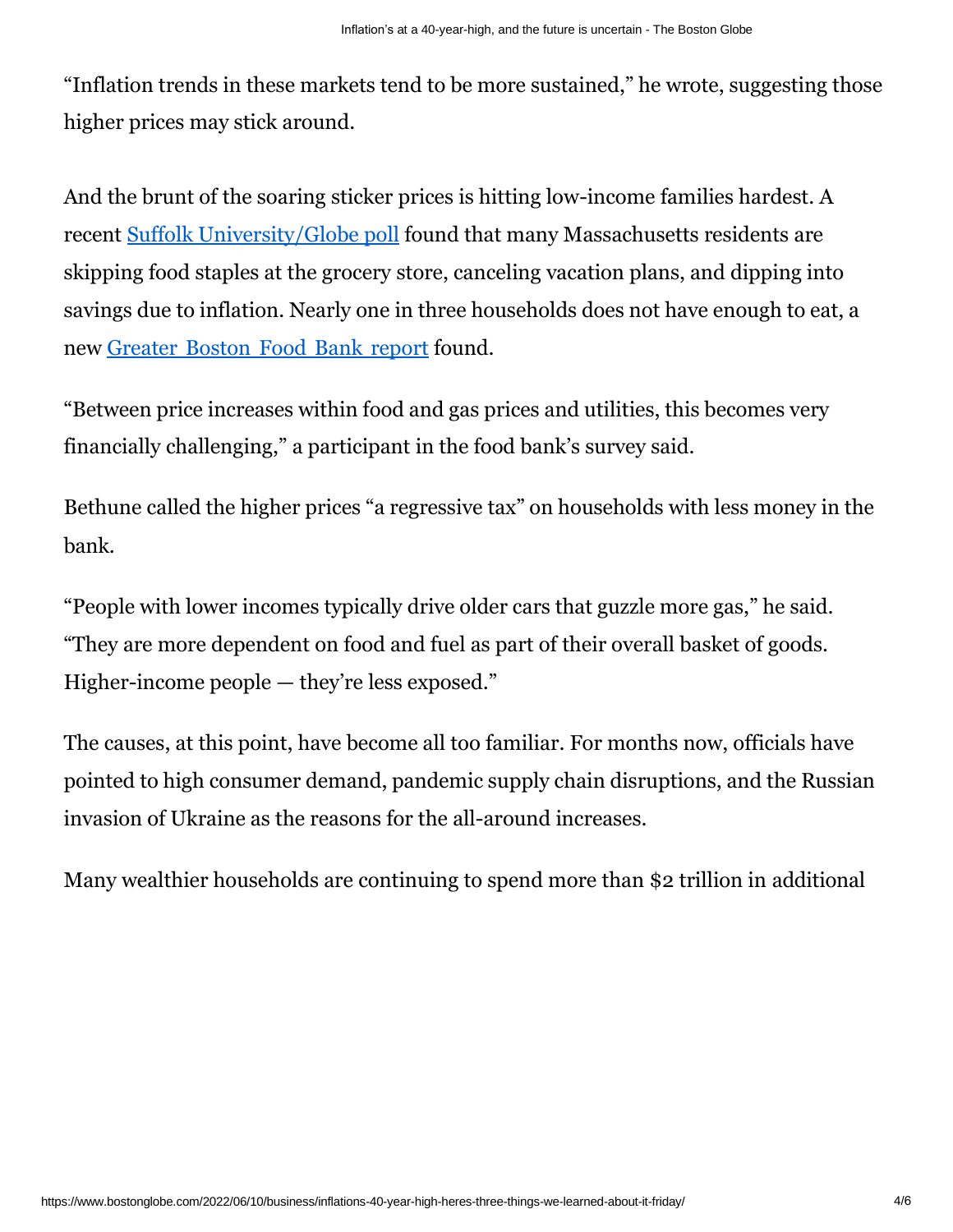"Inflation trends in these markets tend to be more sustained," he wrote, suggesting those higher prices may stick around.

And the brunt of the soaring sticker prices is hitting low-income families hardest. A recent [Suffolk University/Globe poll](https://www.bostonglobe.com) found that many Massachusetts residents are skipping food staples at the grocery store, canceling vacation plans, and dipping into savings due to inflation. Nearly one in three households does not have enough to eat, a new [Greater Boston Food Bank report](https://www.bostonglobe.com) found.

"Between price increases within food and gas prices and utilities, this becomes very financially challenging," a participant in the food bank's survey said.

Bethune called the higher prices "a regressive tax" on households with less money in the bank.

"People with lower incomes typically drive older cars that guzzle more gas," he said. "They are more dependent on food and fuel as part of their overall basket of goods. Higher-income people — they're less exposed."

The causes, at this point, have become all too familiar. For months now, officials have pointed to high consumer demand, pandemic supply chain disruptions, and the Russian invasion of Ukraine as the reasons for the all-around increases.

Many wealthier households are continuing to spend more than $2 trillion in additional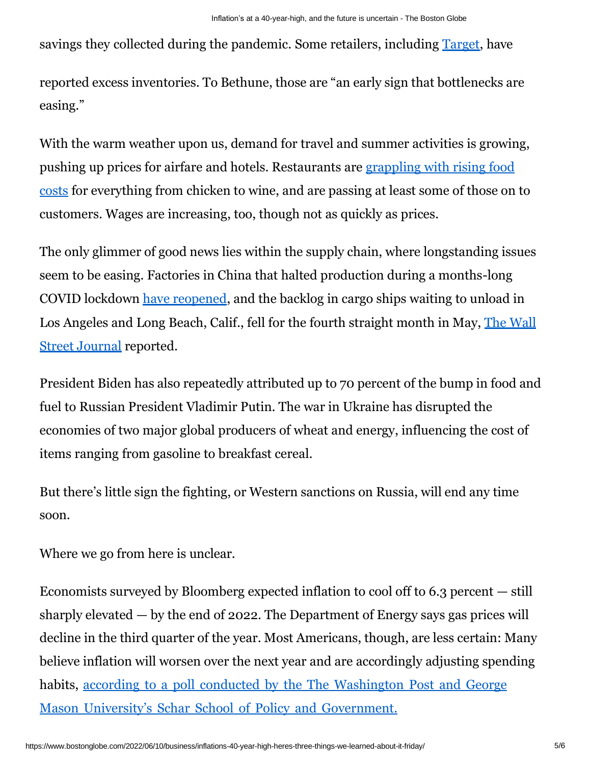savings they collected during the pandemic. Some retailers, including [Target](), have reported excess inventories. To Bethune, those are "an early sign that bottlenecks are easing."

With the warm weather upon us, demand for travel and summer activities is growing, pushing up prices for airfare and hotels. Restaurants are [grappling with rising food costs]() for everything from chicken to wine, and are passing at least some of those on to customers. Wages are increasing, too, though not as quickly as prices.

The only glimmer of good news lies within the supply chain, where longstanding issues seem to be easing. Factories in China that halted production during a months-long COVID lockdown [have reopened](), and the backlog in cargo ships waiting to unload in Los Angeles and Long Beach, Calif., fell for the fourth straight month in May, [The Wall Street Journal]() reported.

President Biden has also repeatedly attributed up to 70 percent of the bump in food and fuel to Russian President Vladimir Putin. The war in Ukraine has disrupted the economies of two major global producers of wheat and energy, influencing the cost of items ranging from gasoline to breakfast cereal.

But there's little sign the fighting, or Western sanctions on Russia, will end any time soon.

Where we go from here is unclear.

Economists surveyed by Bloomberg expected inflation to cool off to 6.3 percent — still sharply elevated — by the end of 2022. The Department of Energy says gas prices will decline in the third quarter of the year. Most Americans, though, are less certain: Many believe inflation will worsen over the next year and are accordingly adjusting spending habits, [according to a poll conducted by the The Washington Post and George Mason University's Schar School of Policy and Government.]()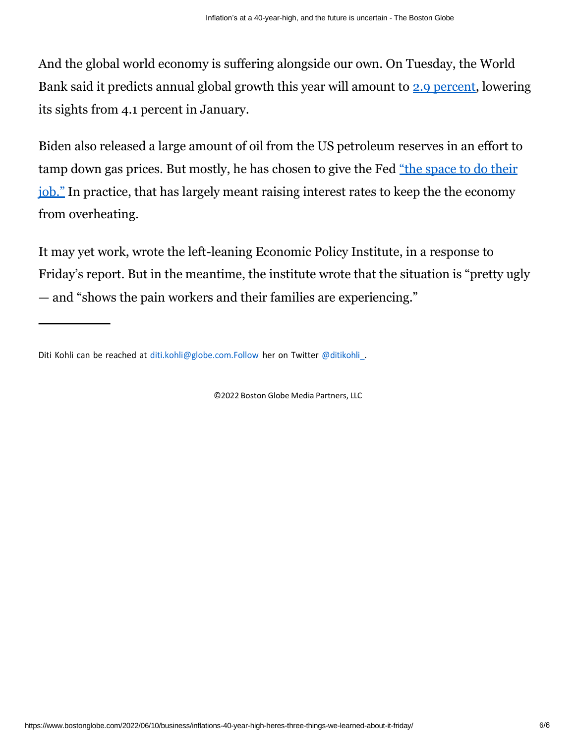And the global world economy is suffering alongside our own. On Tuesday, the World Bank said it predicts annual global growth this year will amount to 2.9 percent, lowering its sights from 4.1 percent in January.

Biden also released a large amount of oil from the US petroleum reserves in an effort to tamp down gas prices. But mostly, he has chosen to give the Fed "the space to do their job." In practice, that has largely meant raising interest rates to keep the the economy from overheating.

It may yet work, wrote the left-leaning Economic Policy Institute, in a response to Friday's report. But in the meantime, the institute wrote that the situation is "pretty ugly — and "shows the pain workers and their families are experiencing."

---

Diti Kohli can be reached at diti.kohli@globe.com.Follow her on Twitter @ditikohli_.

©2022 Boston Globe Media Partners, LLC